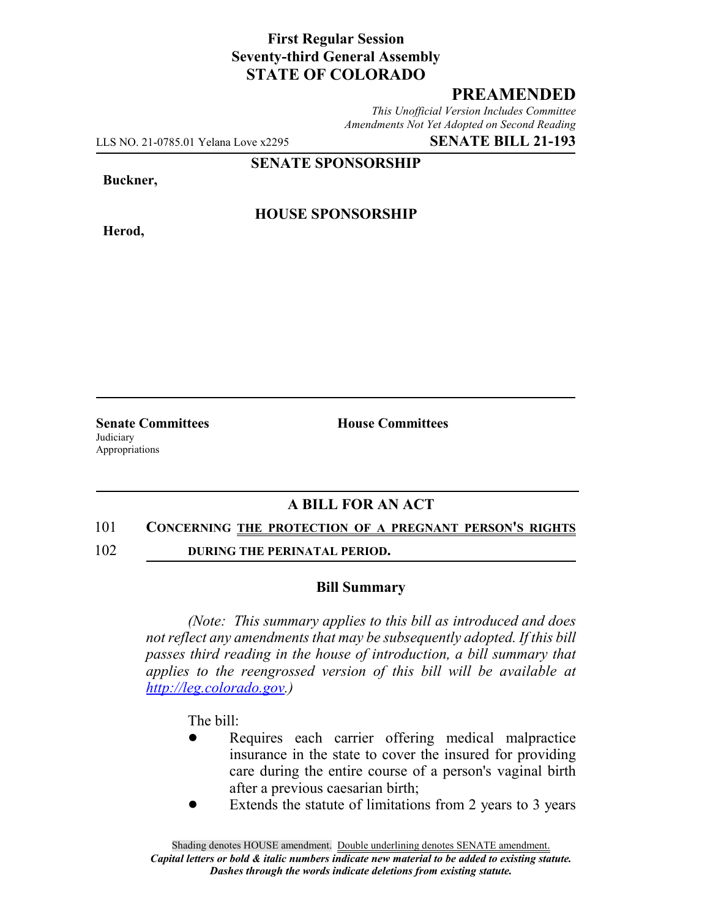**First Regular Session**
**Seventy-third General Assembly**
**STATE OF COLORADO**

## PREAMENDED

*This Unofficial Version Includes Committee Amendments Not Yet Adopted on Second Reading*

LLS NO. 21-0785.01 Yelana Love x2295 **SENATE BILL 21-193**

**SENATE SPONSORSHIP**

**Buckner,**

**HOUSE SPONSORSHIP**

**Herod,**

**Senate Committees**
Judiciary
Appropriations

**House Committees**

## A BILL FOR AN ACT

101 **CONCERNING THE PROTECTION OF A PREGNANT PERSON'S RIGHTS**
102 **DURING THE PERINATAL PERIOD.**

### Bill Summary

*(Note: This summary applies to this bill as introduced and does not reflect any amendments that may be subsequently adopted. If this bill passes third reading in the house of introduction, a bill summary that applies to the reengrossed version of this bill will be available at http://leg.colorado.gov.)*

The bill:

- Requires each carrier offering medical malpractice insurance in the state to cover the insured for providing care during the entire course of a person's vaginal birth after a previous caesarian birth;
- Extends the statute of limitations from 2 years to 3 years

Shading denotes HOUSE amendment. Double underlining denotes SENATE amendment.
*Capital letters or bold & italic numbers indicate new material to be added to existing statute.*
*Dashes through the words indicate deletions from existing statute.*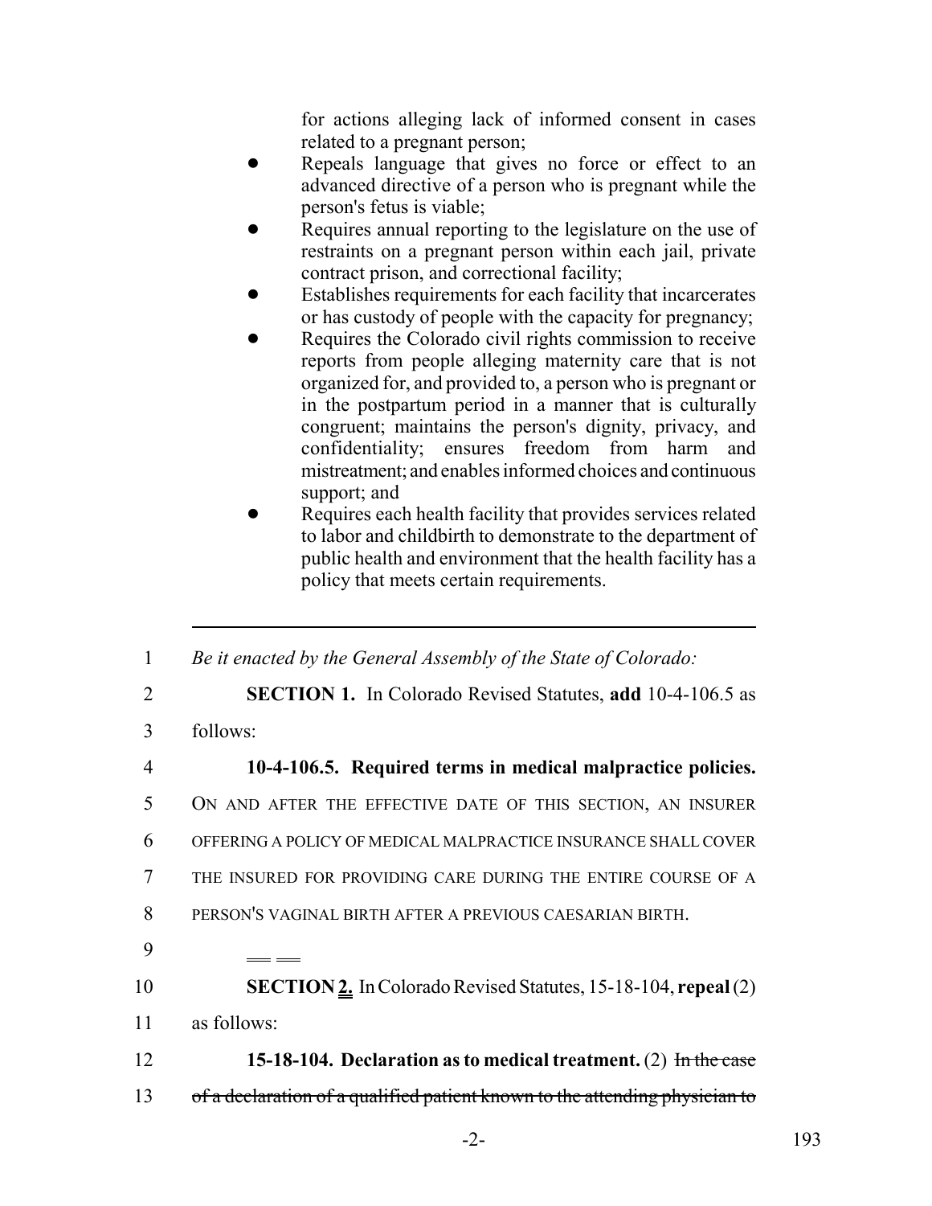for actions alleging lack of informed consent in cases related to a pregnant person;

- Repeals language that gives no force or effect to an advanced directive of a person who is pregnant while the person's fetus is viable;
- Requires annual reporting to the legislature on the use of restraints on a pregnant person within each jail, private contract prison, and correctional facility;
- Establishes requirements for each facility that incarcerates or has custody of people with the capacity for pregnancy;
- Requires the Colorado civil rights commission to receive reports from people alleging maternity care that is not organized for, and provided to, a person who is pregnant or in the postpartum period in a manner that is culturally congruent; maintains the person's dignity, privacy, and confidentiality; ensures freedom from harm and mistreatment; and enables informed choices and continuous support; and
- Requires each health facility that provides services related to labor and childbirth to demonstrate to the department of public health and environment that the health facility has a policy that meets certain requirements.

---

1 *Be it enacted by the General Assembly of the State of Colorado:*

2 **SECTION 1.** In Colorado Revised Statutes, **add** 10-4-106.5 as

3 follows:

4 **10-4-106.5. Required terms in medical malpractice policies.**

5 ON AND AFTER THE EFFECTIVE DATE OF THIS SECTION, AN INSURER

6 OFFERING A POLICY OF MEDICAL MALPRACTICE INSURANCE SHALL COVER

7 THE INSURED FOR PROVIDING CARE DURING THE ENTIRE COURSE OF A

8 PERSON'S VAGINAL BIRTH AFTER A PREVIOUS CAESARIAN BIRTH.

9

10 **SECTION 2.** In Colorado Revised Statutes, 15-18-104, **repeal** (2)

11 as follows:

12 **15-18-104. Declaration as to medical treatment.** (2) ~~In the case~~

13 ~~of a declaration of a qualified patient known to the attending physician to~~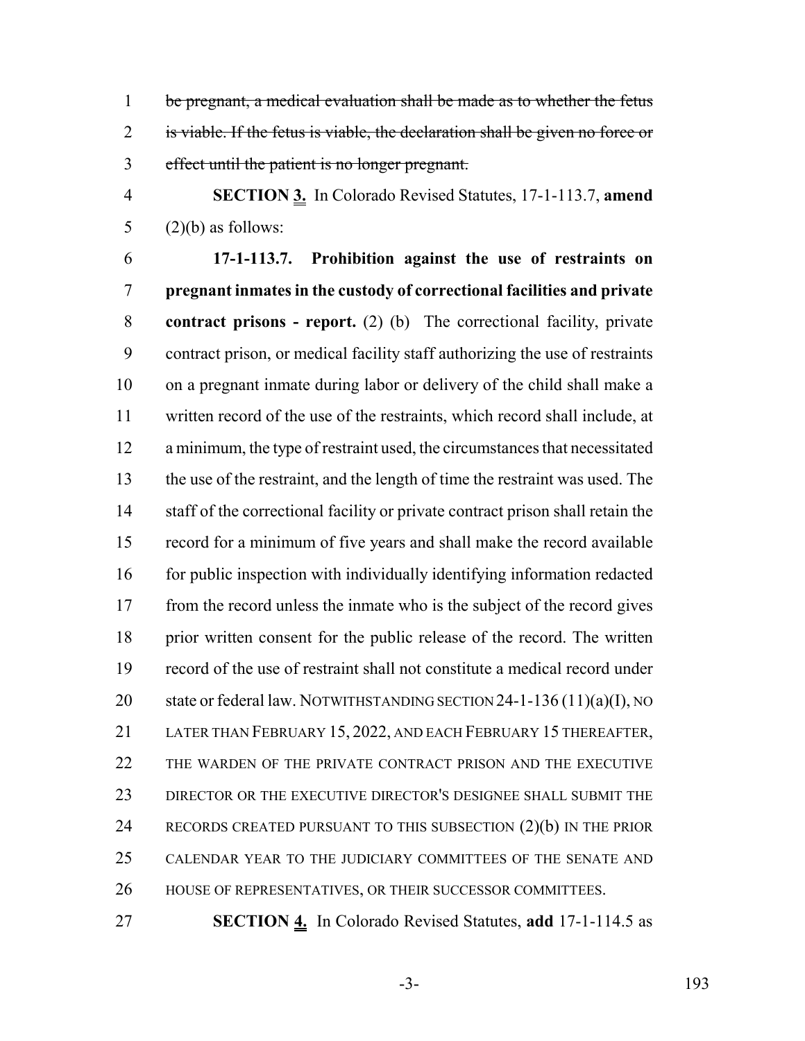~~be pregnant, a medical evaluation shall be made as to whether the fetus is viable. If the fetus is viable, the declaration shall be given no force or effect until the patient is no longer pregnant.~~

**SECTION 3.** In Colorado Revised Statutes, 17-1-113.7, **amend** (2)(b) as follows:

**17-1-113.7. Prohibition against the use of restraints on pregnant inmates in the custody of correctional facilities and private contract prisons - report.** (2) (b) The correctional facility, private contract prison, or medical facility staff authorizing the use of restraints on a pregnant inmate during labor or delivery of the child shall make a written record of the use of the restraints, which record shall include, at a minimum, the type of restraint used, the circumstances that necessitated the use of the restraint, and the length of time the restraint was used. The staff of the correctional facility or private contract prison shall retain the record for a minimum of five years and shall make the record available for public inspection with individually identifying information redacted from the record unless the inmate who is the subject of the record gives prior written consent for the public release of the record. The written record of the use of restraint shall not constitute a medical record under state or federal law. NOTWITHSTANDING SECTION 24-1-136 (11)(a)(I), NO LATER THAN FEBRUARY 15, 2022, AND EACH FEBRUARY 15 THEREAFTER, THE WARDEN OF THE PRIVATE CONTRACT PRISON AND THE EXECUTIVE DIRECTOR OR THE EXECUTIVE DIRECTOR'S DESIGNEE SHALL SUBMIT THE RECORDS CREATED PURSUANT TO THIS SUBSECTION (2)(b) IN THE PRIOR CALENDAR YEAR TO THE JUDICIARY COMMITTEES OF THE SENATE AND HOUSE OF REPRESENTATIVES, OR THEIR SUCCESSOR COMMITTEES.

**SECTION 4.** In Colorado Revised Statutes, **add** 17-1-114.5 as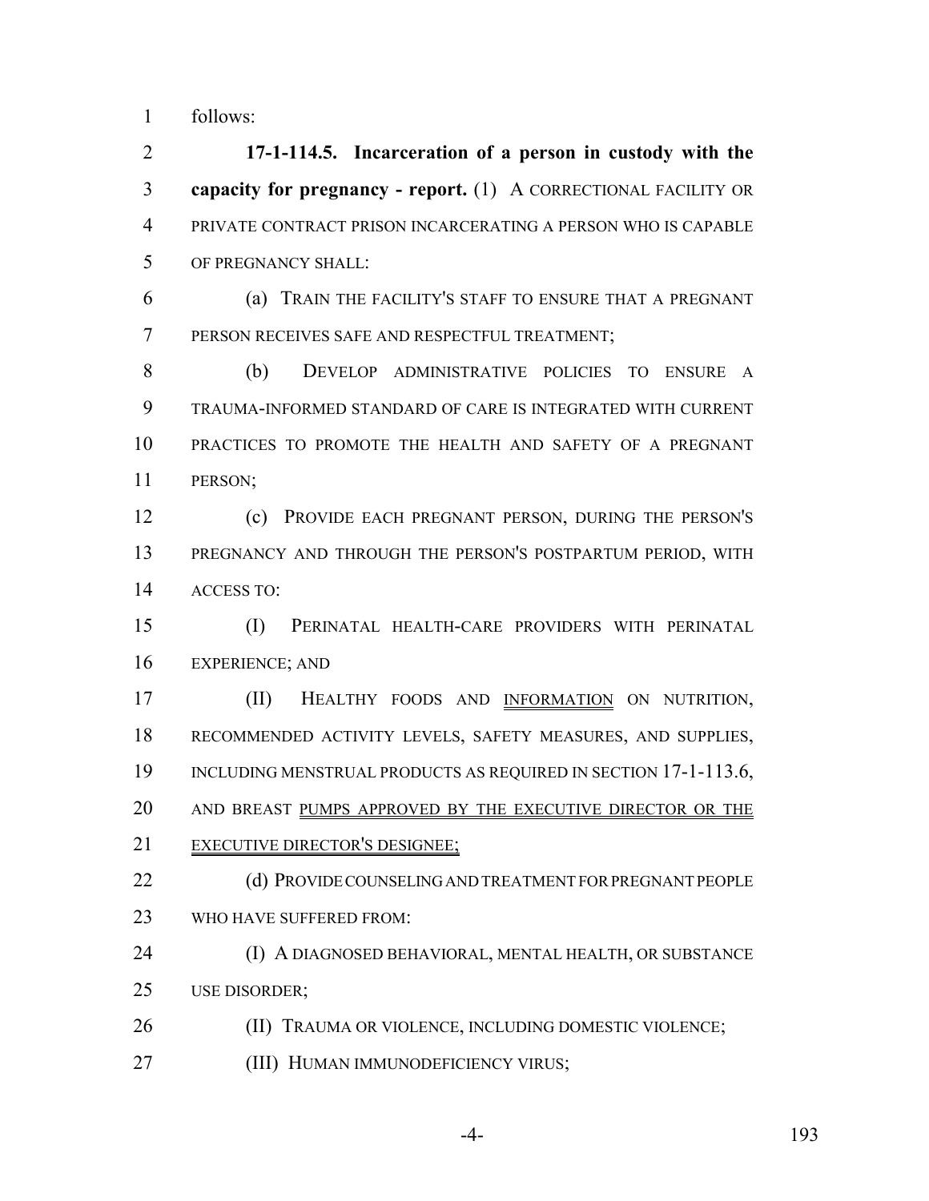follows:

**17-1-114.5. Incarceration of a person in custody with the capacity for pregnancy - report.** (1) A CORRECTIONAL FACILITY OR PRIVATE CONTRACT PRISON INCARCERATING A PERSON WHO IS CAPABLE OF PREGNANCY SHALL:

(a) TRAIN THE FACILITY'S STAFF TO ENSURE THAT A PREGNANT PERSON RECEIVES SAFE AND RESPECTFUL TREATMENT;

(b) DEVELOP ADMINISTRATIVE POLICIES TO ENSURE A TRAUMA-INFORMED STANDARD OF CARE IS INTEGRATED WITH CURRENT PRACTICES TO PROMOTE THE HEALTH AND SAFETY OF A PREGNANT PERSON;

(c) PROVIDE EACH PREGNANT PERSON, DURING THE PERSON'S PREGNANCY AND THROUGH THE PERSON'S POSTPARTUM PERIOD, WITH ACCESS TO:

(I) PERINATAL HEALTH-CARE PROVIDERS WITH PERINATAL EXPERIENCE; AND

(II) HEALTHY FOODS AND INFORMATION ON NUTRITION, RECOMMENDED ACTIVITY LEVELS, SAFETY MEASURES, AND SUPPLIES, INCLUDING MENSTRUAL PRODUCTS AS REQUIRED IN SECTION 17-1-113.6, AND BREAST PUMPS APPROVED BY THE EXECUTIVE DIRECTOR OR THE EXECUTIVE DIRECTOR'S DESIGNEE;

(d) PROVIDE COUNSELING AND TREATMENT FOR PREGNANT PEOPLE WHO HAVE SUFFERED FROM:

(I) A DIAGNOSED BEHAVIORAL, MENTAL HEALTH, OR SUBSTANCE USE DISORDER;

(II) TRAUMA OR VIOLENCE, INCLUDING DOMESTIC VIOLENCE;

(III) HUMAN IMMUNODEFICIENCY VIRUS;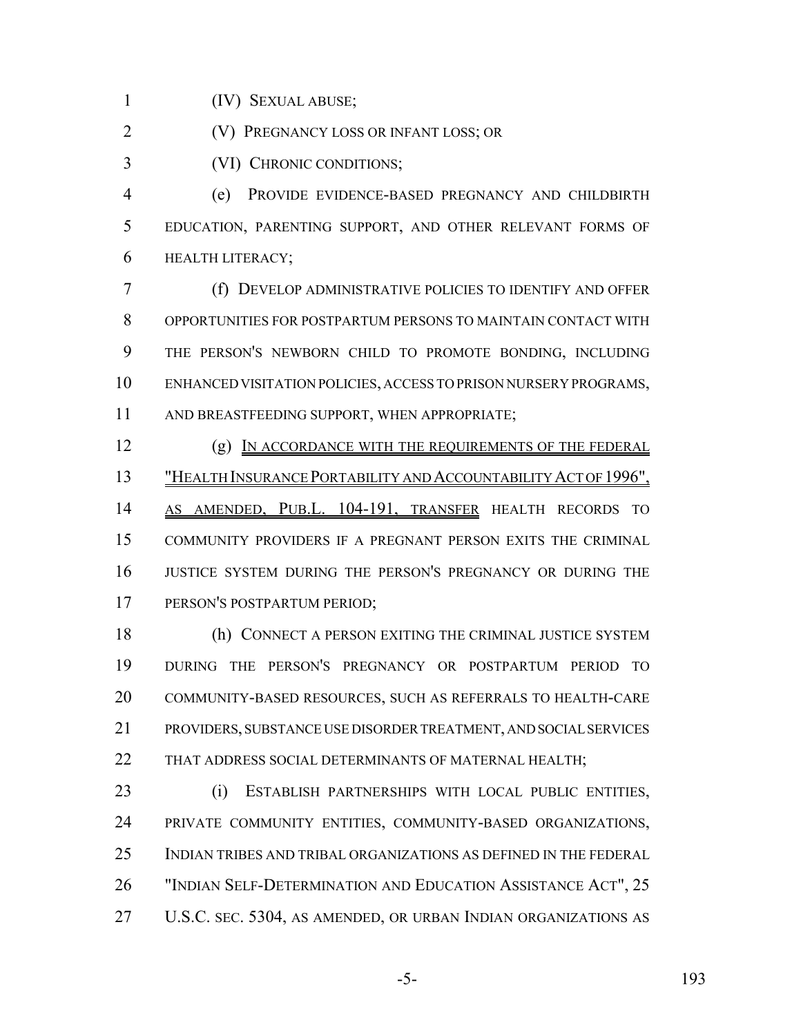(IV) SEXUAL ABUSE;

(V) PREGNANCY LOSS OR INFANT LOSS; OR

(VI) CHRONIC CONDITIONS;

(e) PROVIDE EVIDENCE-BASED PREGNANCY AND CHILDBIRTH EDUCATION, PARENTING SUPPORT, AND OTHER RELEVANT FORMS OF HEALTH LITERACY;

(f) DEVELOP ADMINISTRATIVE POLICIES TO IDENTIFY AND OFFER OPPORTUNITIES FOR POSTPARTUM PERSONS TO MAINTAIN CONTACT WITH THE PERSON'S NEWBORN CHILD TO PROMOTE BONDING, INCLUDING ENHANCED VISITATION POLICIES, ACCESS TO PRISON NURSERY PROGRAMS, AND BREASTFEEDING SUPPORT, WHEN APPROPRIATE;

(g) IN ACCORDANCE WITH THE REQUIREMENTS OF THE FEDERAL "HEALTH INSURANCE PORTABILITY AND ACCOUNTABILITY ACT OF 1996", AS AMENDED, PUB.L. 104-191, TRANSFER HEALTH RECORDS TO COMMUNITY PROVIDERS IF A PREGNANT PERSON EXITS THE CRIMINAL JUSTICE SYSTEM DURING THE PERSON'S PREGNANCY OR DURING THE PERSON'S POSTPARTUM PERIOD;

(h) CONNECT A PERSON EXITING THE CRIMINAL JUSTICE SYSTEM DURING THE PERSON'S PREGNANCY OR POSTPARTUM PERIOD TO COMMUNITY-BASED RESOURCES, SUCH AS REFERRALS TO HEALTH-CARE PROVIDERS, SUBSTANCE USE DISORDER TREATMENT, AND SOCIAL SERVICES THAT ADDRESS SOCIAL DETERMINANTS OF MATERNAL HEALTH;

(i) ESTABLISH PARTNERSHIPS WITH LOCAL PUBLIC ENTITIES, PRIVATE COMMUNITY ENTITIES, COMMUNITY-BASED ORGANIZATIONS, INDIAN TRIBES AND TRIBAL ORGANIZATIONS AS DEFINED IN THE FEDERAL "INDIAN SELF-DETERMINATION AND EDUCATION ASSISTANCE ACT", 25 U.S.C. SEC. 5304, AS AMENDED, OR URBAN INDIAN ORGANIZATIONS AS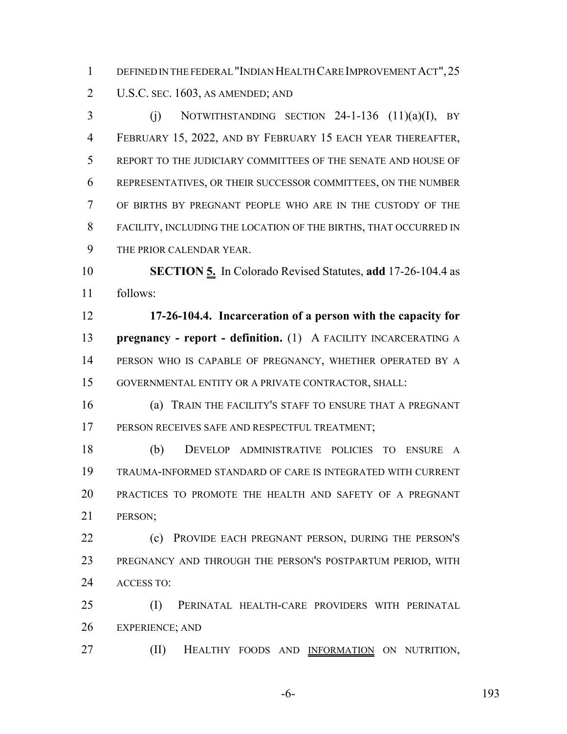DEFINED IN THE FEDERAL "INDIAN HEALTH CARE IMPROVEMENT ACT", 25 U.S.C. SEC. 1603, AS AMENDED; AND

(j) NOTWITHSTANDING SECTION 24-1-136 (11)(a)(I), BY FEBRUARY 15, 2022, AND BY FEBRUARY 15 EACH YEAR THEREAFTER, REPORT TO THE JUDICIARY COMMITTEES OF THE SENATE AND HOUSE OF REPRESENTATIVES, OR THEIR SUCCESSOR COMMITTEES, ON THE NUMBER OF BIRTHS BY PREGNANT PEOPLE WHO ARE IN THE CUSTODY OF THE FACILITY, INCLUDING THE LOCATION OF THE BIRTHS, THAT OCCURRED IN THE PRIOR CALENDAR YEAR.

**SECTION 5.** In Colorado Revised Statutes, **add** 17-26-104.4 as follows:

**17-26-104.4. Incarceration of a person with the capacity for pregnancy - report - definition.** (1) A FACILITY INCARCERATING A PERSON WHO IS CAPABLE OF PREGNANCY, WHETHER OPERATED BY A GOVERNMENTAL ENTITY OR A PRIVATE CONTRACTOR, SHALL:

(a) TRAIN THE FACILITY'S STAFF TO ENSURE THAT A PREGNANT PERSON RECEIVES SAFE AND RESPECTFUL TREATMENT;

(b) DEVELOP ADMINISTRATIVE POLICIES TO ENSURE A TRAUMA-INFORMED STANDARD OF CARE IS INTEGRATED WITH CURRENT PRACTICES TO PROMOTE THE HEALTH AND SAFETY OF A PREGNANT PERSON;

(c) PROVIDE EACH PREGNANT PERSON, DURING THE PERSON'S PREGNANCY AND THROUGH THE PERSON'S POSTPARTUM PERIOD, WITH ACCESS TO:

(I) PERINATAL HEALTH-CARE PROVIDERS WITH PERINATAL EXPERIENCE; AND

(II) HEALTHY FOODS AND INFORMATION ON NUTRITION,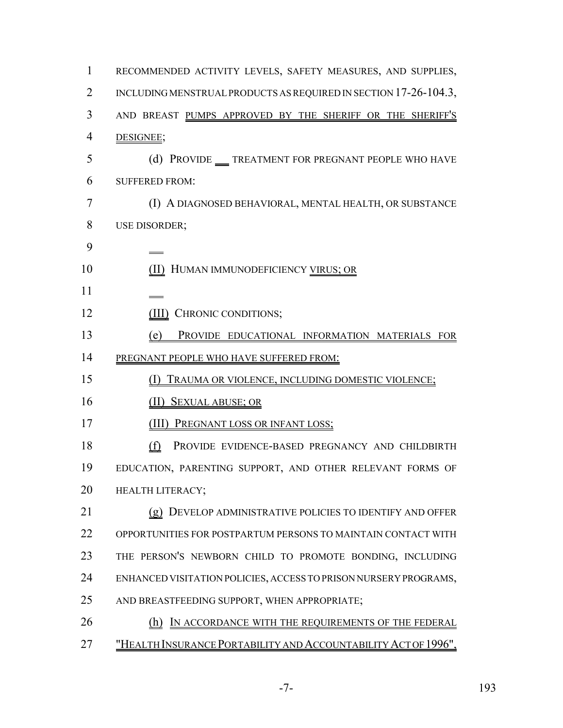RECOMMENDED ACTIVITY LEVELS, SAFETY MEASURES, AND SUPPLIES, INCLUDING MENSTRUAL PRODUCTS AS REQUIRED IN SECTION 17-26-104.3, AND BREAST PUMPS APPROVED BY THE SHERIFF OR THE SHERIFF'S DESIGNEE;

(d) PROVIDE ___ TREATMENT FOR PREGNANT PEOPLE WHO HAVE SUFFERED FROM:

(I) A DIAGNOSED BEHAVIORAL, MENTAL HEALTH, OR SUBSTANCE USE DISORDER;

(II) HUMAN IMMUNODEFICIENCY VIRUS; OR

(III) CHRONIC CONDITIONS;

(e) PROVIDE EDUCATIONAL INFORMATION MATERIALS FOR PREGNANT PEOPLE WHO HAVE SUFFERED FROM:

(I) TRAUMA OR VIOLENCE, INCLUDING DOMESTIC VIOLENCE;

(II) SEXUAL ABUSE; OR

(III) PREGNANT LOSS OR INFANT LOSS;

(f) PROVIDE EVIDENCE-BASED PREGNANCY AND CHILDBIRTH EDUCATION, PARENTING SUPPORT, AND OTHER RELEVANT FORMS OF HEALTH LITERACY;

(g) DEVELOP ADMINISTRATIVE POLICIES TO IDENTIFY AND OFFER OPPORTUNITIES FOR POSTPARTUM PERSONS TO MAINTAIN CONTACT WITH THE PERSON'S NEWBORN CHILD TO PROMOTE BONDING, INCLUDING ENHANCED VISITATION POLICIES, ACCESS TO PRISON NURSERY PROGRAMS, AND BREASTFEEDING SUPPORT, WHEN APPROPRIATE;

(h) IN ACCORDANCE WITH THE REQUIREMENTS OF THE FEDERAL "HEALTH INSURANCE PORTABILITY AND ACCOUNTABILITY ACT OF 1996",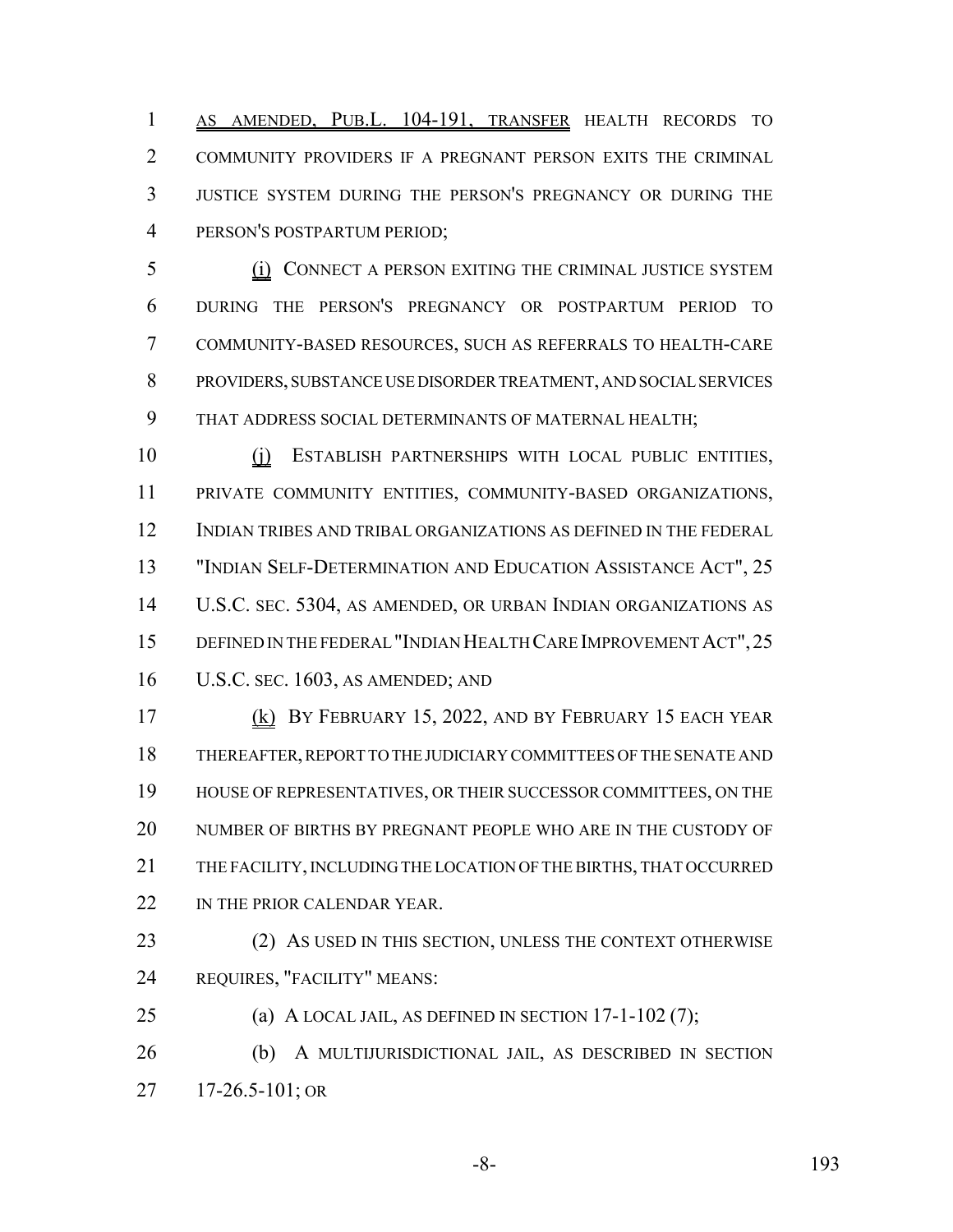AS AMENDED, PUB.L. 104-191, TRANSFER HEALTH RECORDS TO COMMUNITY PROVIDERS IF A PREGNANT PERSON EXITS THE CRIMINAL JUSTICE SYSTEM DURING THE PERSON'S PREGNANCY OR DURING THE PERSON'S POSTPARTUM PERIOD;

(i) CONNECT A PERSON EXITING THE CRIMINAL JUSTICE SYSTEM DURING THE PERSON'S PREGNANCY OR POSTPARTUM PERIOD TO COMMUNITY-BASED RESOURCES, SUCH AS REFERRALS TO HEALTH-CARE PROVIDERS, SUBSTANCE USE DISORDER TREATMENT, AND SOCIAL SERVICES THAT ADDRESS SOCIAL DETERMINANTS OF MATERNAL HEALTH;

(j) ESTABLISH PARTNERSHIPS WITH LOCAL PUBLIC ENTITIES, PRIVATE COMMUNITY ENTITIES, COMMUNITY-BASED ORGANIZATIONS, INDIAN TRIBES AND TRIBAL ORGANIZATIONS AS DEFINED IN THE FEDERAL "INDIAN SELF-DETERMINATION AND EDUCATION ASSISTANCE ACT", 25 U.S.C. SEC. 5304, AS AMENDED, OR URBAN INDIAN ORGANIZATIONS AS DEFINED IN THE FEDERAL "INDIAN HEALTH CARE IMPROVEMENT ACT", 25 U.S.C. SEC. 1603, AS AMENDED; AND

(k) BY FEBRUARY 15, 2022, AND BY FEBRUARY 15 EACH YEAR THEREAFTER, REPORT TO THE JUDICIARY COMMITTEES OF THE SENATE AND HOUSE OF REPRESENTATIVES, OR THEIR SUCCESSOR COMMITTEES, ON THE NUMBER OF BIRTHS BY PREGNANT PEOPLE WHO ARE IN THE CUSTODY OF THE FACILITY, INCLUDING THE LOCATION OF THE BIRTHS, THAT OCCURRED IN THE PRIOR CALENDAR YEAR.

(2) AS USED IN THIS SECTION, UNLESS THE CONTEXT OTHERWISE REQUIRES, "FACILITY" MEANS:

(a) A LOCAL JAIL, AS DEFINED IN SECTION 17-1-102 (7);

(b) A MULTIJURISDICTIONAL JAIL, AS DESCRIBED IN SECTION 17-26.5-101; OR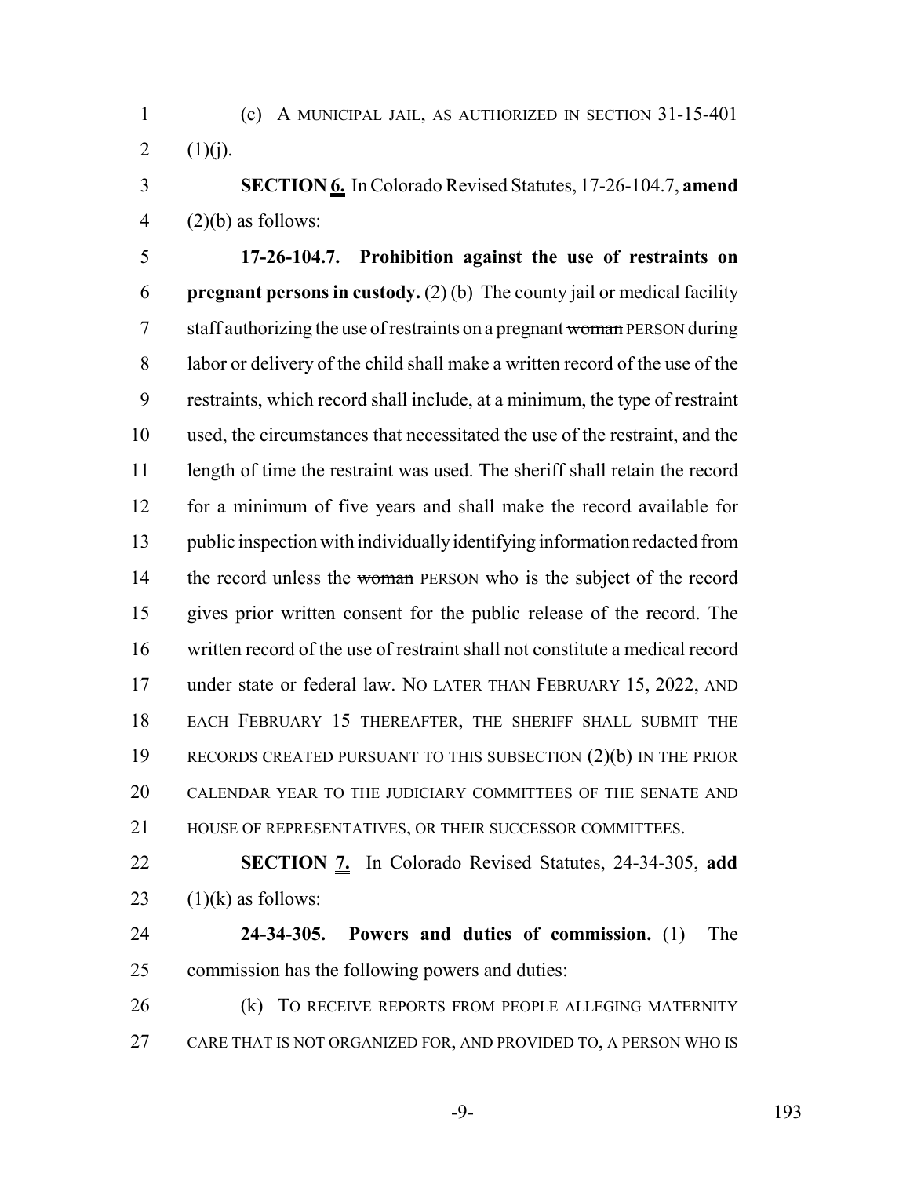(c) A MUNICIPAL JAIL, AS AUTHORIZED IN SECTION 31-15-401 (1)(j).

**SECTION 6.** In Colorado Revised Statutes, 17-26-104.7, **amend** (2)(b) as follows:

**17-26-104.7. Prohibition against the use of restraints on pregnant persons in custody.** (2) (b) The county jail or medical facility staff authorizing the use of restraints on a pregnant ~~woman~~ PERSON during labor or delivery of the child shall make a written record of the use of the restraints, which record shall include, at a minimum, the type of restraint used, the circumstances that necessitated the use of the restraint, and the length of time the restraint was used. The sheriff shall retain the record for a minimum of five years and shall make the record available for public inspection with individually identifying information redacted from the record unless the ~~woman~~ PERSON who is the subject of the record gives prior written consent for the public release of the record. The written record of the use of restraint shall not constitute a medical record under state or federal law. NO LATER THAN FEBRUARY 15, 2022, AND EACH FEBRUARY 15 THEREAFTER, THE SHERIFF SHALL SUBMIT THE RECORDS CREATED PURSUANT TO THIS SUBSECTION (2)(b) IN THE PRIOR CALENDAR YEAR TO THE JUDICIARY COMMITTEES OF THE SENATE AND HOUSE OF REPRESENTATIVES, OR THEIR SUCCESSOR COMMITTEES.

**SECTION 7.** In Colorado Revised Statutes, 24-34-305, **add** (1)(k) as follows:

**24-34-305. Powers and duties of commission.** (1) The commission has the following powers and duties:

(k) TO RECEIVE REPORTS FROM PEOPLE ALLEGING MATERNITY CARE THAT IS NOT ORGANIZED FOR, AND PROVIDED TO, A PERSON WHO IS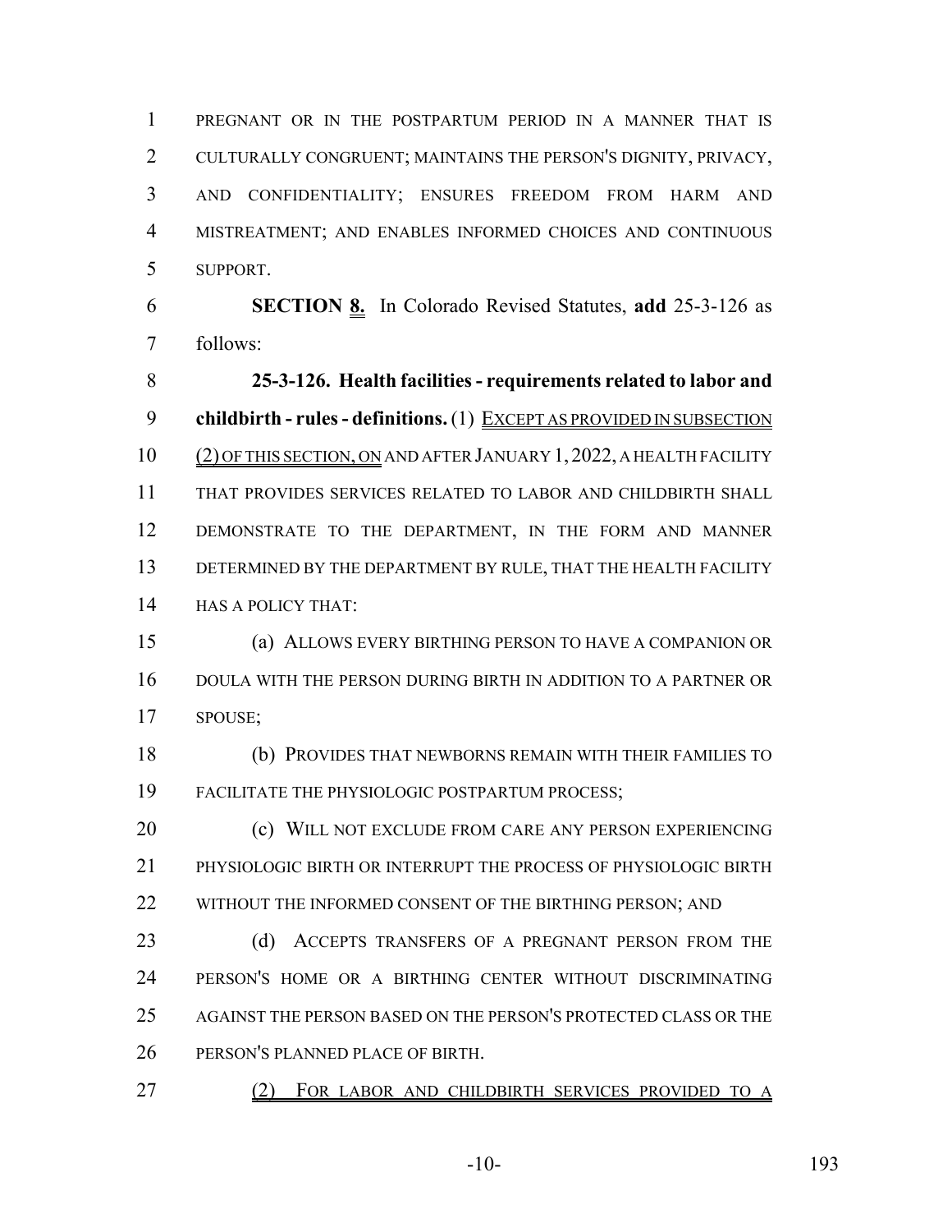PREGNANT OR IN THE POSTPARTUM PERIOD IN A MANNER THAT IS CULTURALLY CONGRUENT; MAINTAINS THE PERSON'S DIGNITY, PRIVACY, AND CONFIDENTIALITY; ENSURES FREEDOM FROM HARM AND MISTREATMENT; AND ENABLES INFORMED CHOICES AND CONTINUOUS SUPPORT.

**SECTION 8.** In Colorado Revised Statutes, **add** 25-3-126 as follows:

**25-3-126. Health facilities - requirements related to labor and childbirth - rules - definitions.** (1) EXCEPT AS PROVIDED IN SUBSECTION (2) OF THIS SECTION, ON AND AFTER JANUARY 1, 2022, A HEALTH FACILITY THAT PROVIDES SERVICES RELATED TO LABOR AND CHILDBIRTH SHALL DEMONSTRATE TO THE DEPARTMENT, IN THE FORM AND MANNER DETERMINED BY THE DEPARTMENT BY RULE, THAT THE HEALTH FACILITY HAS A POLICY THAT:

(a) ALLOWS EVERY BIRTHING PERSON TO HAVE A COMPANION OR DOULA WITH THE PERSON DURING BIRTH IN ADDITION TO A PARTNER OR SPOUSE;

(b) PROVIDES THAT NEWBORNS REMAIN WITH THEIR FAMILIES TO FACILITATE THE PHYSIOLOGIC POSTPARTUM PROCESS;

(c) WILL NOT EXCLUDE FROM CARE ANY PERSON EXPERIENCING PHYSIOLOGIC BIRTH OR INTERRUPT THE PROCESS OF PHYSIOLOGIC BIRTH WITHOUT THE INFORMED CONSENT OF THE BIRTHING PERSON; AND

(d) ACCEPTS TRANSFERS OF A PREGNANT PERSON FROM THE PERSON'S HOME OR A BIRTHING CENTER WITHOUT DISCRIMINATING AGAINST THE PERSON BASED ON THE PERSON'S PROTECTED CLASS OR THE PERSON'S PLANNED PLACE OF BIRTH.

(2) FOR LABOR AND CHILDBIRTH SERVICES PROVIDED TO A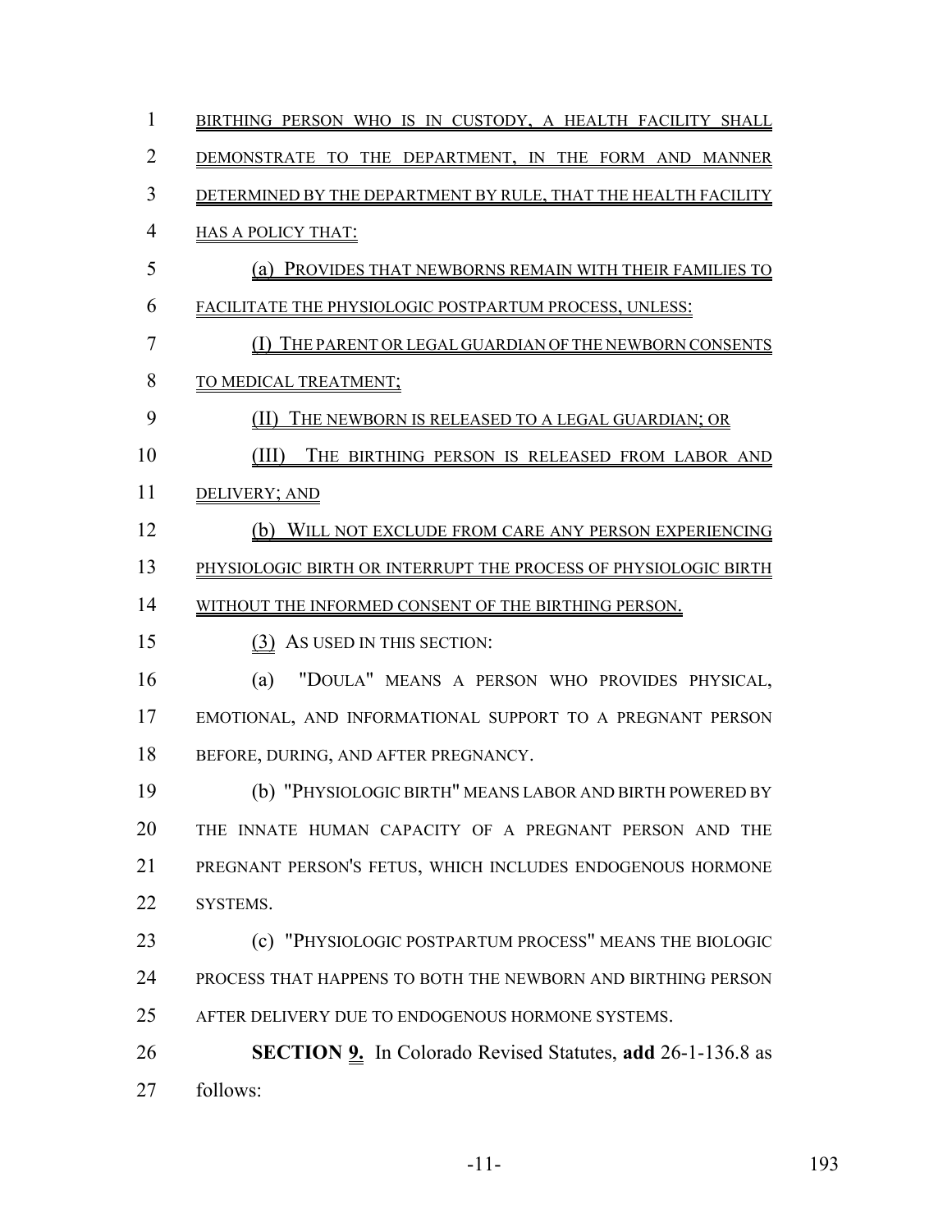BIRTHING PERSON WHO IS IN CUSTODY, A HEALTH FACILITY SHALL DEMONSTRATE TO THE DEPARTMENT, IN THE FORM AND MANNER DETERMINED BY THE DEPARTMENT BY RULE, THAT THE HEALTH FACILITY HAS A POLICY THAT:

(a) PROVIDES THAT NEWBORNS REMAIN WITH THEIR FAMILIES TO FACILITATE THE PHYSIOLOGIC POSTPARTUM PROCESS, UNLESS:

(I) THE PARENT OR LEGAL GUARDIAN OF THE NEWBORN CONSENTS TO MEDICAL TREATMENT;

(II) THE NEWBORN IS RELEASED TO A LEGAL GUARDIAN; OR

(III) THE BIRTHING PERSON IS RELEASED FROM LABOR AND DELIVERY; AND

(b) WILL NOT EXCLUDE FROM CARE ANY PERSON EXPERIENCING PHYSIOLOGIC BIRTH OR INTERRUPT THE PROCESS OF PHYSIOLOGIC BIRTH WITHOUT THE INFORMED CONSENT OF THE BIRTHING PERSON.

(3) AS USED IN THIS SECTION:

(a) "DOULA" MEANS A PERSON WHO PROVIDES PHYSICAL, EMOTIONAL, AND INFORMATIONAL SUPPORT TO A PREGNANT PERSON BEFORE, DURING, AND AFTER PREGNANCY.

(b) "PHYSIOLOGIC BIRTH" MEANS LABOR AND BIRTH POWERED BY THE INNATE HUMAN CAPACITY OF A PREGNANT PERSON AND THE PREGNANT PERSON'S FETUS, WHICH INCLUDES ENDOGENOUS HORMONE SYSTEMS.

(c) "PHYSIOLOGIC POSTPARTUM PROCESS" MEANS THE BIOLOGIC PROCESS THAT HAPPENS TO BOTH THE NEWBORN AND BIRTHING PERSON AFTER DELIVERY DUE TO ENDOGENOUS HORMONE SYSTEMS.

**SECTION 9.** In Colorado Revised Statutes, **add** 26-1-136.8 as follows: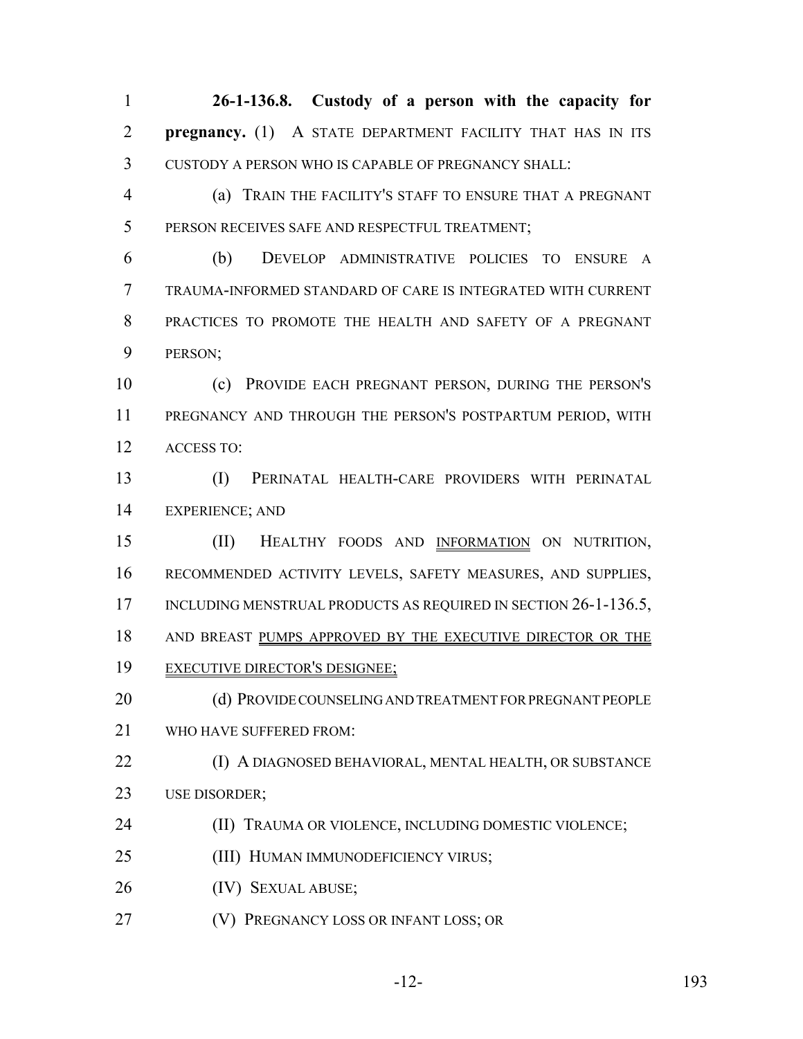**26-1-136.8. Custody of a person with the capacity for pregnancy.** (1) A STATE DEPARTMENT FACILITY THAT HAS IN ITS CUSTODY A PERSON WHO IS CAPABLE OF PREGNANCY SHALL:

(a) TRAIN THE FACILITY'S STAFF TO ENSURE THAT A PREGNANT PERSON RECEIVES SAFE AND RESPECTFUL TREATMENT;

(b) DEVELOP ADMINISTRATIVE POLICIES TO ENSURE A TRAUMA-INFORMED STANDARD OF CARE IS INTEGRATED WITH CURRENT PRACTICES TO PROMOTE THE HEALTH AND SAFETY OF A PREGNANT PERSON;

(c) PROVIDE EACH PREGNANT PERSON, DURING THE PERSON'S PREGNANCY AND THROUGH THE PERSON'S POSTPARTUM PERIOD, WITH ACCESS TO:

(I) PERINATAL HEALTH-CARE PROVIDERS WITH PERINATAL EXPERIENCE; AND

(II) HEALTHY FOODS AND INFORMATION ON NUTRITION, RECOMMENDED ACTIVITY LEVELS, SAFETY MEASURES, AND SUPPLIES, INCLUDING MENSTRUAL PRODUCTS AS REQUIRED IN SECTION 26-1-136.5, AND BREAST PUMPS APPROVED BY THE EXECUTIVE DIRECTOR OR THE EXECUTIVE DIRECTOR'S DESIGNEE;

(d) PROVIDE COUNSELING AND TREATMENT FOR PREGNANT PEOPLE WHO HAVE SUFFERED FROM:

(I) A DIAGNOSED BEHAVIORAL, MENTAL HEALTH, OR SUBSTANCE USE DISORDER;

(II) TRAUMA OR VIOLENCE, INCLUDING DOMESTIC VIOLENCE;

(III) HUMAN IMMUNODEFICIENCY VIRUS;

(IV) SEXUAL ABUSE;

(V) PREGNANCY LOSS OR INFANT LOSS; OR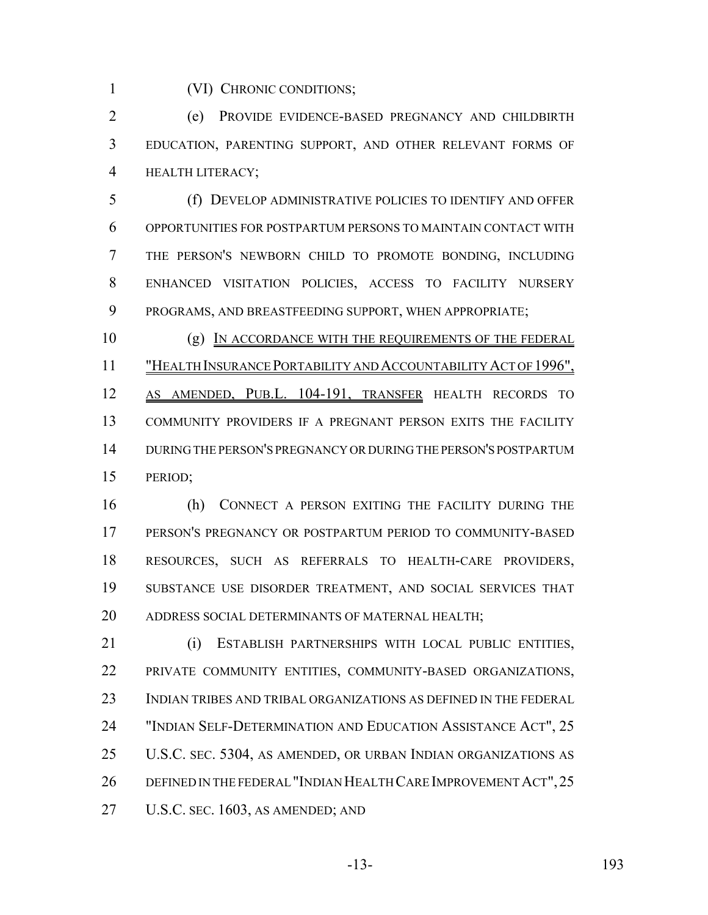(VI) CHRONIC CONDITIONS;

(e) PROVIDE EVIDENCE-BASED PREGNANCY AND CHILDBIRTH EDUCATION, PARENTING SUPPORT, AND OTHER RELEVANT FORMS OF HEALTH LITERACY;

(f) DEVELOP ADMINISTRATIVE POLICIES TO IDENTIFY AND OFFER OPPORTUNITIES FOR POSTPARTUM PERSONS TO MAINTAIN CONTACT WITH THE PERSON'S NEWBORN CHILD TO PROMOTE BONDING, INCLUDING ENHANCED VISITATION POLICIES, ACCESS TO FACILITY NURSERY PROGRAMS, AND BREASTFEEDING SUPPORT, WHEN APPROPRIATE;

(g) IN ACCORDANCE WITH THE REQUIREMENTS OF THE FEDERAL "HEALTH INSURANCE PORTABILITY AND ACCOUNTABILITY ACT OF 1996", AS AMENDED, PUB.L. 104-191, TRANSFER HEALTH RECORDS TO COMMUNITY PROVIDERS IF A PREGNANT PERSON EXITS THE FACILITY DURING THE PERSON'S PREGNANCY OR DURING THE PERSON'S POSTPARTUM PERIOD;

(h) CONNECT A PERSON EXITING THE FACILITY DURING THE PERSON'S PREGNANCY OR POSTPARTUM PERIOD TO COMMUNITY-BASED RESOURCES, SUCH AS REFERRALS TO HEALTH-CARE PROVIDERS, SUBSTANCE USE DISORDER TREATMENT, AND SOCIAL SERVICES THAT ADDRESS SOCIAL DETERMINANTS OF MATERNAL HEALTH;

(i) ESTABLISH PARTNERSHIPS WITH LOCAL PUBLIC ENTITIES, PRIVATE COMMUNITY ENTITIES, COMMUNITY-BASED ORGANIZATIONS, INDIAN TRIBES AND TRIBAL ORGANIZATIONS AS DEFINED IN THE FEDERAL "INDIAN SELF-DETERMINATION AND EDUCATION ASSISTANCE ACT", 25 U.S.C. SEC. 5304, AS AMENDED, OR URBAN INDIAN ORGANIZATIONS AS DEFINED IN THE FEDERAL "INDIAN HEALTH CARE IMPROVEMENT ACT", 25 U.S.C. SEC. 1603, AS AMENDED; AND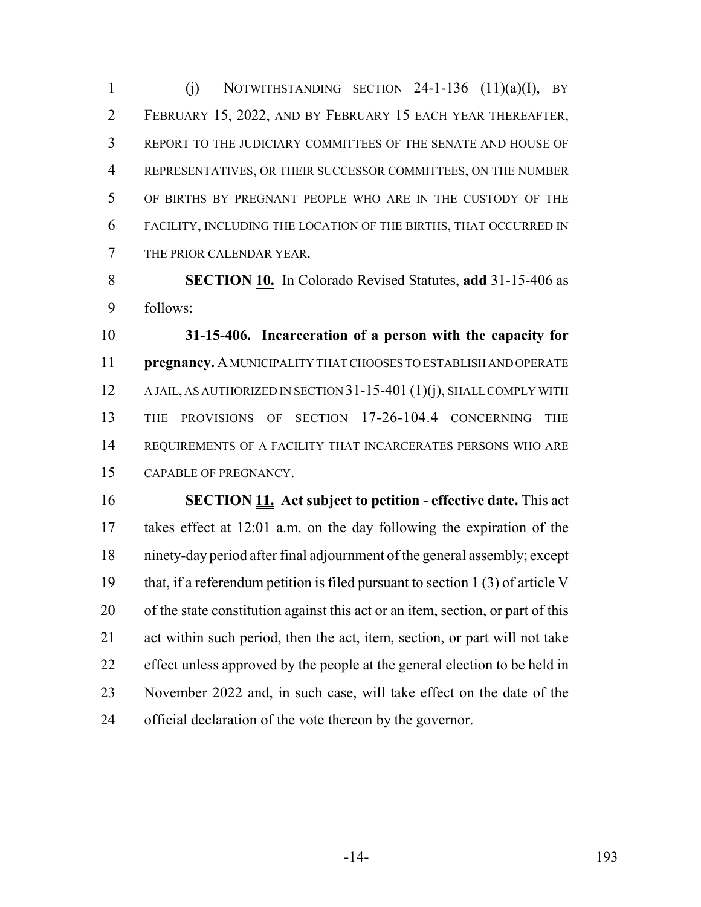(j) NOTWITHSTANDING SECTION 24-1-136 (11)(a)(I), BY FEBRUARY 15, 2022, AND BY FEBRUARY 15 EACH YEAR THEREAFTER, REPORT TO THE JUDICIARY COMMITTEES OF THE SENATE AND HOUSE OF REPRESENTATIVES, OR THEIR SUCCESSOR COMMITTEES, ON THE NUMBER OF BIRTHS BY PREGNANT PEOPLE WHO ARE IN THE CUSTODY OF THE FACILITY, INCLUDING THE LOCATION OF THE BIRTHS, THAT OCCURRED IN THE PRIOR CALENDAR YEAR.

**SECTION 10.** In Colorado Revised Statutes, **add** 31-15-406 as follows:

**31-15-406. Incarceration of a person with the capacity for pregnancy.** A MUNICIPALITY THAT CHOOSES TO ESTABLISH AND OPERATE A JAIL, AS AUTHORIZED IN SECTION 31-15-401 (1)(j), SHALL COMPLY WITH THE PROVISIONS OF SECTION 17-26-104.4 CONCERNING THE REQUIREMENTS OF A FACILITY THAT INCARCERATES PERSONS WHO ARE CAPABLE OF PREGNANCY.

**SECTION 11. Act subject to petition - effective date.** This act takes effect at 12:01 a.m. on the day following the expiration of the ninety-day period after final adjournment of the general assembly; except that, if a referendum petition is filed pursuant to section 1 (3) of article V of the state constitution against this act or an item, section, or part of this act within such period, then the act, item, section, or part will not take effect unless approved by the people at the general election to be held in November 2022 and, in such case, will take effect on the date of the official declaration of the vote thereon by the governor.